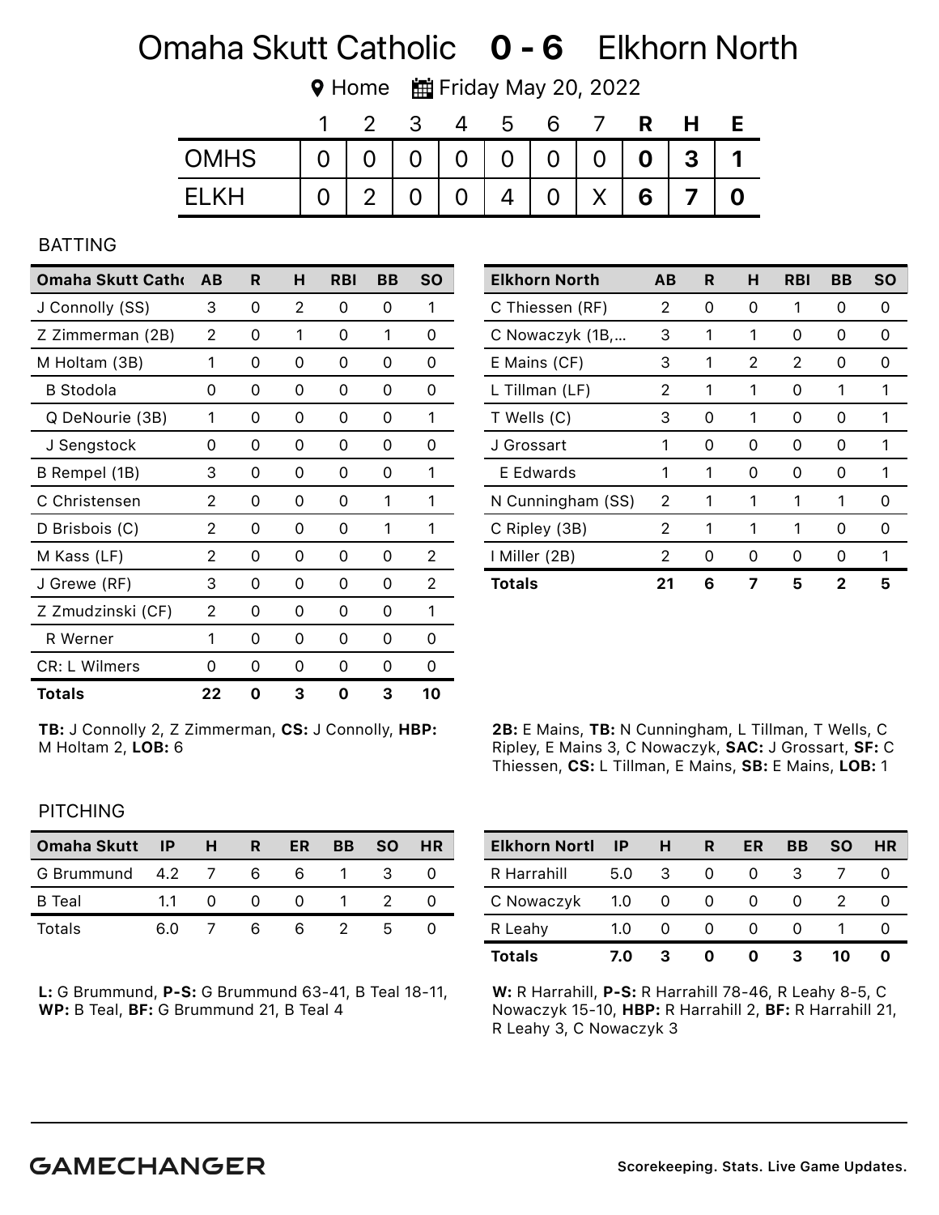# Omaha Skutt Catholic **0 - 6** Elkhorn North

Home   Friday May 20, 2022

| | 1 | 2 | 3 | 4 | 5 | 6 | 7 | R | H | E |
|---|---|---|---|---|---|---|---|---|---|---|
| OMHS | 0 | 0 | 0 | 0 | 0 | 0 | 0 | **0** | **3** | **1** |
| ELKH | 0 | 2 | 0 | 0 | 4 | 0 | X | **6** | **7** | **0** |

## BATTING

| Omaha Skutt Catho | AB | R | H | RBI | BB | SO |
|---|---|---|---|---|---|---|
| J Connolly (SS) | 3 | 0 | 2 | 0 | 0 | 1 |
| Z Zimmerman (2B) | 2 | 0 | 1 | 0 | 1 | 0 |
| M Holtam (3B) | 1 | 0 | 0 | 0 | 0 | 0 |
| B Stodola | 0 | 0 | 0 | 0 | 0 | 0 |
| Q DeNourie (3B) | 1 | 0 | 0 | 0 | 0 | 1 |
| J Sengstock | 0 | 0 | 0 | 0 | 0 | 0 |
| B Rempel (1B) | 3 | 0 | 0 | 0 | 0 | 1 |
| C Christensen | 2 | 0 | 0 | 0 | 1 | 1 |
| D Brisbois (C) | 2 | 0 | 0 | 0 | 1 | 1 |
| M Kass (LF) | 2 | 0 | 0 | 0 | 0 | 2 |
| J Grewe (RF) | 3 | 0 | 0 | 0 | 0 | 2 |
| Z Zmudzinski (CF) | 2 | 0 | 0 | 0 | 0 | 1 |
| R Werner | 1 | 0 | 0 | 0 | 0 | 0 |
| CR: L Wilmers | 0 | 0 | 0 | 0 | 0 | 0 |
| **Totals** | **22** | **0** | **3** | **0** | **3** | **10** |

**TB:** J Connolly 2, Z Zimmerman, **CS:** J Connolly, **HBP:** M Holtam 2, **LOB:** 6

| Elkhorn North | AB | R | H | RBI | BB | SO |
|---|---|---|---|---|---|---|
| C Thiessen (RF) | 2 | 0 | 0 | 1 | 0 | 0 |
| C Nowaczyk (1B,... | 3 | 1 | 1 | 0 | 0 | 0 |
| E Mains (CF) | 3 | 1 | 2 | 2 | 0 | 0 |
| L Tillman (LF) | 2 | 1 | 1 | 0 | 1 | 1 |
| T Wells (C) | 3 | 0 | 1 | 0 | 0 | 1 |
| J Grossart | 1 | 0 | 0 | 0 | 0 | 1 |
| E Edwards | 1 | 1 | 0 | 0 | 0 | 1 |
| N Cunningham (SS) | 2 | 1 | 1 | 1 | 1 | 0 |
| C Ripley (3B) | 2 | 1 | 1 | 1 | 0 | 0 |
| I Miller (2B) | 2 | 0 | 0 | 0 | 0 | 1 |
| **Totals** | **21** | **6** | **7** | **5** | **2** | **5** |

**2B:** E Mains, **TB:** N Cunningham, L Tillman, T Wells, C Ripley, E Mains 3, C Nowaczyk, **SAC:** J Grossart, **SF:** C Thiessen, **CS:** L Tillman, E Mains, **SB:** E Mains, **LOB:** 1

## PITCHING

| Omaha Skutt | IP | H | R | ER | BB | SO | HR |
|---|---|---|---|---|---|---|---|
| G Brummund | 4.2 | 7 | 6 | 6 | 1 | 3 | 0 |
| B Teal | 1.1 | 0 | 0 | 0 | 1 | 2 | 0 |
| Totals | 6.0 | 7 | 6 | 6 | 2 | 5 | 0 |

**L:** G Brummund, **P-S:** G Brummund 63-41, B Teal 18-11, **WP:** B Teal, **BF:** G Brummund 21, B Teal 4

| Elkhorn Nortl | IP | H | R | ER | BB | SO | HR |
|---|---|---|---|---|---|---|---|
| R Harrahill | 5.0 | 3 | 0 | 0 | 3 | 7 | 0 |
| C Nowaczyk | 1.0 | 0 | 0 | 0 | 0 | 2 | 0 |
| R Leahy | 1.0 | 0 | 0 | 0 | 0 | 1 | 0 |
| **Totals** | **7.0** | **3** | **0** | **0** | **3** | **10** | **0** |

**W:** R Harrahill, **P-S:** R Harrahill 78-46, R Leahy 8-5, C Nowaczyk 15-10, **HBP:** R Harrahill 2, **BF:** R Harrahill 21, R Leahy 3, C Nowaczyk 3

**GAMECHANGER**    Scorekeeping. Stats. Live Game Updates.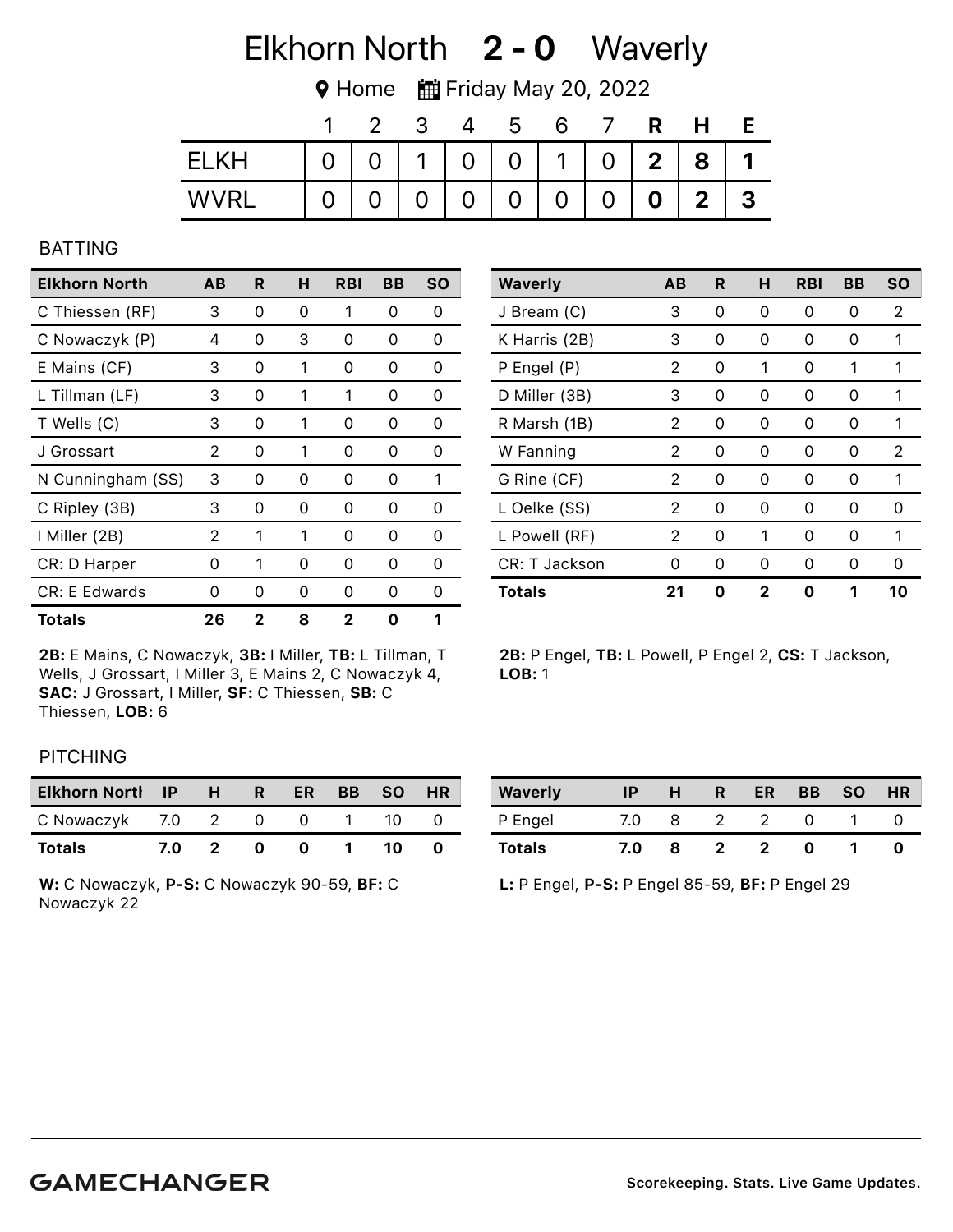# Elkhorn North **2 - 0** Waverly

Home Friday May 20, 2022

| | 1 | 2 | 3 | 4 | 5 | 6 | 7 | R | H | E |
|---|---|---|---|---|---|---|---|---|---|---|
| ELKH | 0 | 0 | 1 | 0 | 0 | 1 | 0 | **2** | **8** | **1** |
| WVRL | 0 | 0 | 0 | 0 | 0 | 0 | 0 | **0** | **2** | **3** |

## BATTING

| Elkhorn North | AB | R | H | RBI | BB | SO |
|---|---|---|---|---|---|---|
| C Thiessen (RF) | 3 | 0 | 0 | 1 | 0 | 0 |
| C Nowaczyk (P) | 4 | 0 | 3 | 0 | 0 | 0 |
| E Mains (CF) | 3 | 0 | 1 | 0 | 0 | 0 |
| L Tillman (LF) | 3 | 0 | 1 | 1 | 0 | 0 |
| T Wells (C) | 3 | 0 | 1 | 0 | 0 | 0 |
| J Grossart | 2 | 0 | 1 | 0 | 0 | 0 |
| N Cunningham (SS) | 3 | 0 | 0 | 0 | 0 | 1 |
| C Ripley (3B) | 3 | 0 | 0 | 0 | 0 | 0 |
| I Miller (2B) | 2 | 1 | 1 | 0 | 0 | 0 |
| CR: D Harper | 0 | 1 | 0 | 0 | 0 | 0 |
| CR: E Edwards | 0 | 0 | 0 | 0 | 0 | 0 |
| **Totals** | **26** | **2** | **8** | **2** | **0** | **1** |

**2B:** E Mains, C Nowaczyk, **3B:** I Miller, **TB:** L Tillman, T Wells, J Grossart, I Miller 3, E Mains 2, C Nowaczyk 4, **SAC:** J Grossart, I Miller, **SF:** C Thiessen, **SB:** C Thiessen, **LOB:** 6

| Waverly | AB | R | H | RBI | BB | SO |
|---|---|---|---|---|---|---|
| J Bream (C) | 3 | 0 | 0 | 0 | 0 | 2 |
| K Harris (2B) | 3 | 0 | 0 | 0 | 0 | 1 |
| P Engel (P) | 2 | 0 | 1 | 0 | 1 | 1 |
| D Miller (3B) | 3 | 0 | 0 | 0 | 0 | 1 |
| R Marsh (1B) | 2 | 0 | 0 | 0 | 0 | 1 |
| W Fanning | 2 | 0 | 0 | 0 | 0 | 2 |
| G Rine (CF) | 2 | 0 | 0 | 0 | 0 | 1 |
| L Oelke (SS) | 2 | 0 | 0 | 0 | 0 | 0 |
| L Powell (RF) | 2 | 0 | 1 | 0 | 0 | 1 |
| CR: T Jackson | 0 | 0 | 0 | 0 | 0 | 0 |
| **Totals** | **21** | **0** | **2** | **0** | **1** | **10** |

**2B:** P Engel, **TB:** L Powell, P Engel 2, **CS:** T Jackson, **LOB:** 1

## PITCHING

| Elkhorn North | IP | H | R | ER | BB | SO | HR |
|---|---|---|---|---|---|---|---|
| C Nowaczyk | 7.0 | 2 | 0 | 0 | 1 | 10 | 0 |
| **Totals** | **7.0** | **2** | **0** | **0** | **1** | **10** | **0** |

**W:** C Nowaczyk, **P-S:** C Nowaczyk 90-59, **BF:** C Nowaczyk 22

| Waverly | IP | H | R | ER | BB | SO | HR |
|---|---|---|---|---|---|---|---|
| P Engel | 7.0 | 8 | 2 | 2 | 0 | 1 | 0 |
| **Totals** | **7.0** | **8** | **2** | **2** | **0** | **1** | **0** |

**L:** P Engel, **P-S:** P Engel 85-59, **BF:** P Engel 29

GAMECHANGER

Scorekeeping. Stats. Live Game Updates.